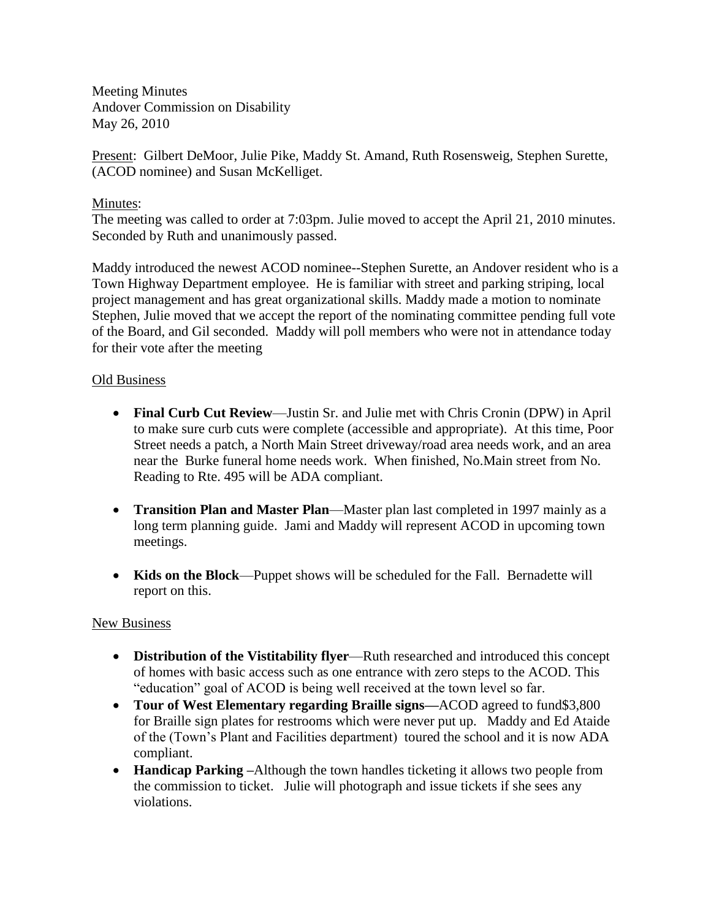Meeting Minutes
Andover Commission on Disability
May 26, 2010

Present: Gilbert DeMoor, Julie Pike, Maddy St. Amand, Ruth Rosensweig, Stephen Surette, (ACOD nominee) and Susan McKelliget.

Minutes:
The meeting was called to order at 7:03pm. Julie moved to accept the April 21, 2010 minutes. Seconded by Ruth and unanimously passed.

Maddy introduced the newest ACOD nominee--Stephen Surette, an Andover resident who is a Town Highway Department employee. He is familiar with street and parking striping, local project management and has great organizational skills. Maddy made a motion to nominate Stephen, Julie moved that we accept the report of the nominating committee pending full vote of the Board, and Gil seconded. Maddy will poll members who were not in attendance today for their vote after the meeting

Old Business

- **Final Curb Cut Review**—Justin Sr. and Julie met with Chris Cronin (DPW) in April to make sure curb cuts were complete (accessible and appropriate). At this time, Poor Street needs a patch, a North Main Street driveway/road area needs work, and an area near the Burke funeral home needs work. When finished, No.Main street from No. Reading to Rte. 495 will be ADA compliant.

- **Transition Plan and Master Plan**—Master plan last completed in 1997 mainly as a long term planning guide. Jami and Maddy will represent ACOD in upcoming town meetings.

- **Kids on the Block**—Puppet shows will be scheduled for the Fall. Bernadette will report on this.

New Business

- **Distribution of the Vistitability flyer**—Ruth researched and introduced this concept of homes with basic access such as one entrance with zero steps to the ACOD. This "education" goal of ACOD is being well received at the town level so far.
- **Tour of West Elementary regarding Braille signs—**ACOD agreed to fund$3,800 for Braille sign plates for restrooms which were never put up. Maddy and Ed Ataide of the (Town's Plant and Facilities department) toured the school and it is now ADA compliant.
- **Handicap Parking –**Although the town handles ticketing it allows two people from the commission to ticket. Julie will photograph and issue tickets if she sees any violations.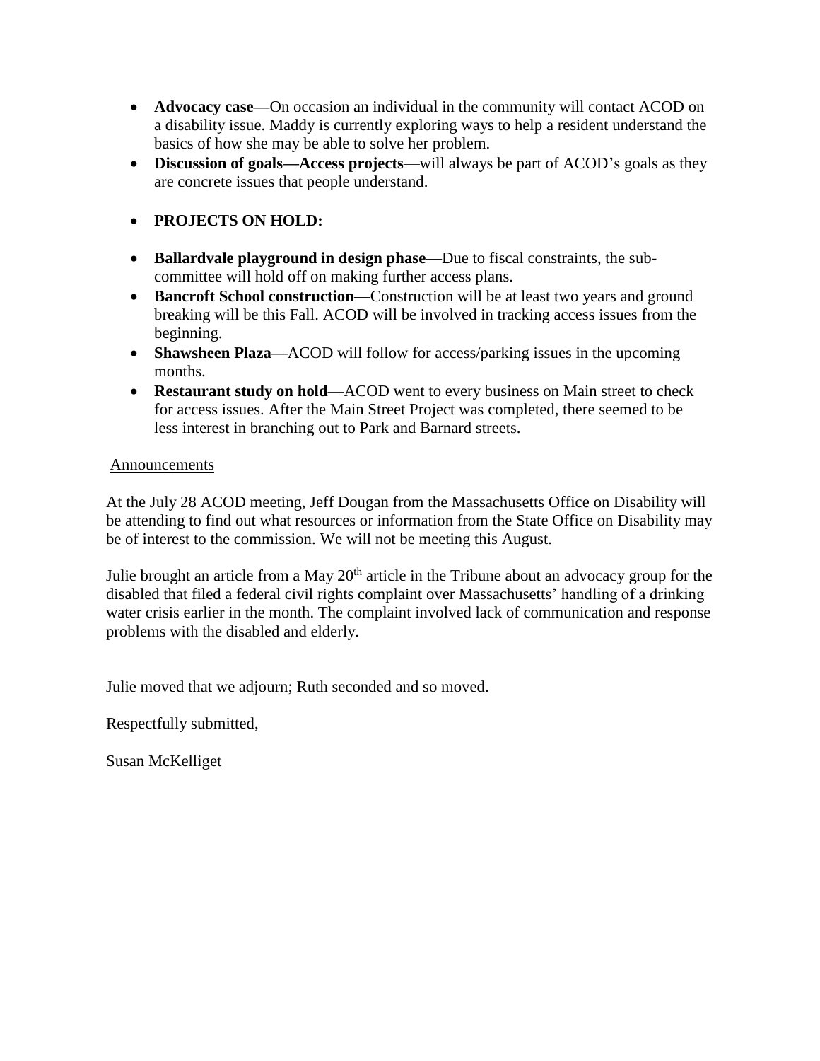- **Advocacy case—**On occasion an individual in the community will contact ACOD on a disability issue. Maddy is currently exploring ways to help a resident understand the basics of how she may be able to solve her problem.
- **Discussion of goals—Access projects**—will always be part of ACOD's goals as they are concrete issues that people understand.

- **PROJECTS ON HOLD:**

- **Ballardvale playground in design phase—**Due to fiscal constraints, the sub-committee will hold off on making further access plans.
- **Bancroft School construction—**Construction will be at least two years and ground breaking will be this Fall. ACOD will be involved in tracking access issues from the beginning.
- **Shawsheen Plaza—**ACOD will follow for access/parking issues in the upcoming months.
- **Restaurant study on hold**—ACOD went to every business on Main street to check for access issues. After the Main Street Project was completed, there seemed to be less interest in branching out to Park and Barnard streets.

<u>Announcements</u>

At the July 28 ACOD meeting, Jeff Dougan from the Massachusetts Office on Disability will be attending to find out what resources or information from the State Office on Disability may be of interest to the commission. We will not be meeting this August.

Julie brought an article from a May 20th article in the Tribune about an advocacy group for the disabled that filed a federal civil rights complaint over Massachusetts' handling of a drinking water crisis earlier in the month. The complaint involved lack of communication and response problems with the disabled and elderly.

Julie moved that we adjourn; Ruth seconded and so moved.

Respectfully submitted,

Susan McKelliget